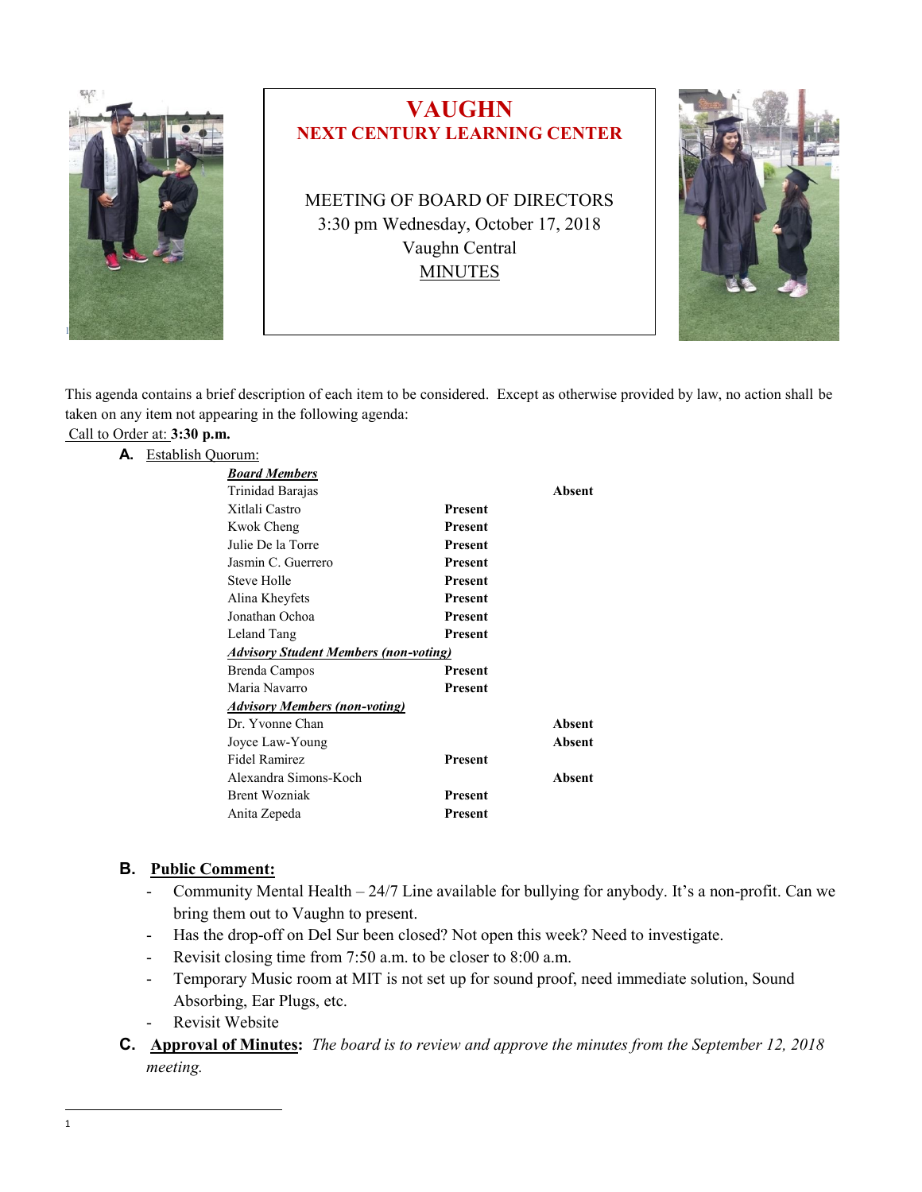# VAUGHN
## NEXT CENTURY LEARNING CENTER

MEETING OF BOARD OF DIRECTORS
3:30 pm Wednesday, October 17, 2018
Vaughn Central
MINUTES

This agenda contains a brief description of each item to be considered. Except as otherwise provided by law, no action shall be taken on any item not appearing in the following agenda:

Call to Order at: **3:30 p.m.**

**A.** Establish Quorum:

| ***Board Members*** | | |
|---|---|---|
| Trinidad Barajas | | **Absent** |
| Xitlali Castro | **Present** | |
| Kwok Cheng | **Present** | |
| Julie De la Torre | **Present** | |
| Jasmin C. Guerrero | **Present** | |
| Steve Holle | **Present** | |
| Alina Kheyfets | **Present** | |
| Jonathan Ochoa | **Present** | |
| Leland Tang | **Present** | |
| ***Advisory Student Members (non-voting)*** | | |
| Brenda Campos | **Present** | |
| Maria Navarro | **Present** | |
| ***Advisory Members (non-voting)*** | | |
| Dr. Yvonne Chan | | **Absent** |
| Joyce Law-Young | | **Absent** |
| Fidel Ramirez | **Present** | |
| Alexandra Simons-Koch | | **Absent** |
| Brent Wozniak | **Present** | |
| Anita Zepeda | **Present** | |

**B.** **Public Comment:**

- Community Mental Health – 24/7 Line available for bullying for anybody. It's a non-profit. Can we bring them out to Vaughn to present.
- Has the drop-off on Del Sur been closed? Not open this week? Need to investigate.
- Revisit closing time from 7:50 a.m. to be closer to 8:00 a.m.
- Temporary Music room at MIT is not set up for sound proof, need immediate solution, Sound Absorbing, Ear Plugs, etc.
- Revisit Website

**C.** **Approval of Minutes:** *The board is to review and approve the minutes from the September 12, 2018 meeting.*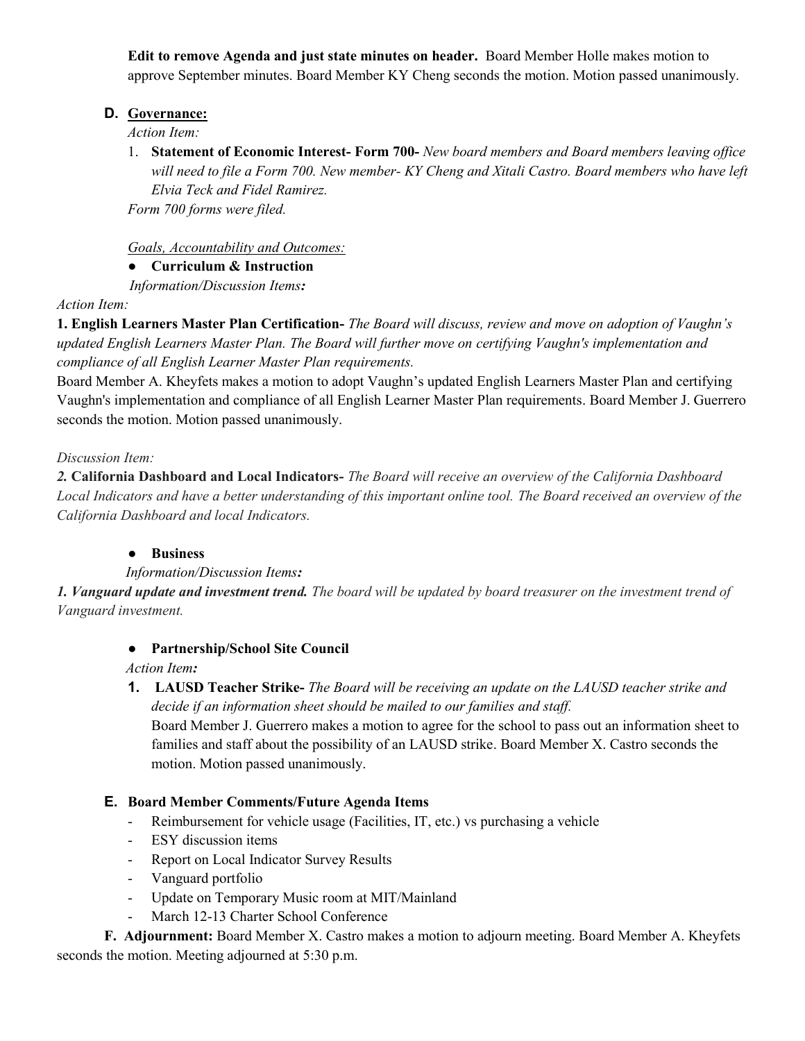**Edit to remove Agenda and just state minutes on header.** Board Member Holle makes motion to approve September minutes. Board Member KY Cheng seconds the motion. Motion passed unanimously.

### D. Governance:

*Action Item:*

1. **Statement of Economic Interest- Form 700-** *New board members and Board members leaving office will need to file a Form 700. New member- KY Cheng and Xitali Castro. Board members who have left Elvia Teck and Fidel Ramirez.*

*Form 700 forms were filed.*

*Goals, Accountability and Outcomes:*

- **Curriculum & Instruction**

*Information/Discussion Items:*

*Action Item:*

**1. English Learners Master Plan Certification-** *The Board will discuss, review and move on adoption of Vaughn's updated English Learners Master Plan. The Board will further move on certifying Vaughn's implementation and compliance of all English Learner Master Plan requirements.*

Board Member A. Kheyfets makes a motion to adopt Vaughn's updated English Learners Master Plan and certifying Vaughn's implementation and compliance of all English Learner Master Plan requirements. Board Member J. Guerrero seconds the motion. Motion passed unanimously.

*Discussion Item:*

***2.* California Dashboard and Local Indicators-** *The Board will receive an overview of the California Dashboard Local Indicators and have a better understanding of this important online tool. The Board received an overview of the California Dashboard and local Indicators.*

- **Business**

*Information/Discussion Items:*

***1. Vanguard update and investment trend.*** *The board will be updated by board treasurer on the investment trend of Vanguard investment.*

- **Partnership/School Site Council**

*Action Item:*

1. **LAUSD Teacher Strike-** *The Board will be receiving an update on the LAUSD teacher strike and decide if an information sheet should be mailed to our families and staff.*
   Board Member J. Guerrero makes a motion to agree for the school to pass out an information sheet to families and staff about the possibility of an LAUSD strike. Board Member X. Castro seconds the motion. Motion passed unanimously.

### E. Board Member Comments/Future Agenda Items

- Reimbursement for vehicle usage (Facilities, IT, etc.) vs purchasing a vehicle
- ESY discussion items
- Report on Local Indicator Survey Results
- Vanguard portfolio
- Update on Temporary Music room at MIT/Mainland
- March 12-13 Charter School Conference

**F. Adjournment:** Board Member X. Castro makes a motion to adjourn meeting. Board Member A. Kheyfets seconds the motion. Meeting adjourned at 5:30 p.m.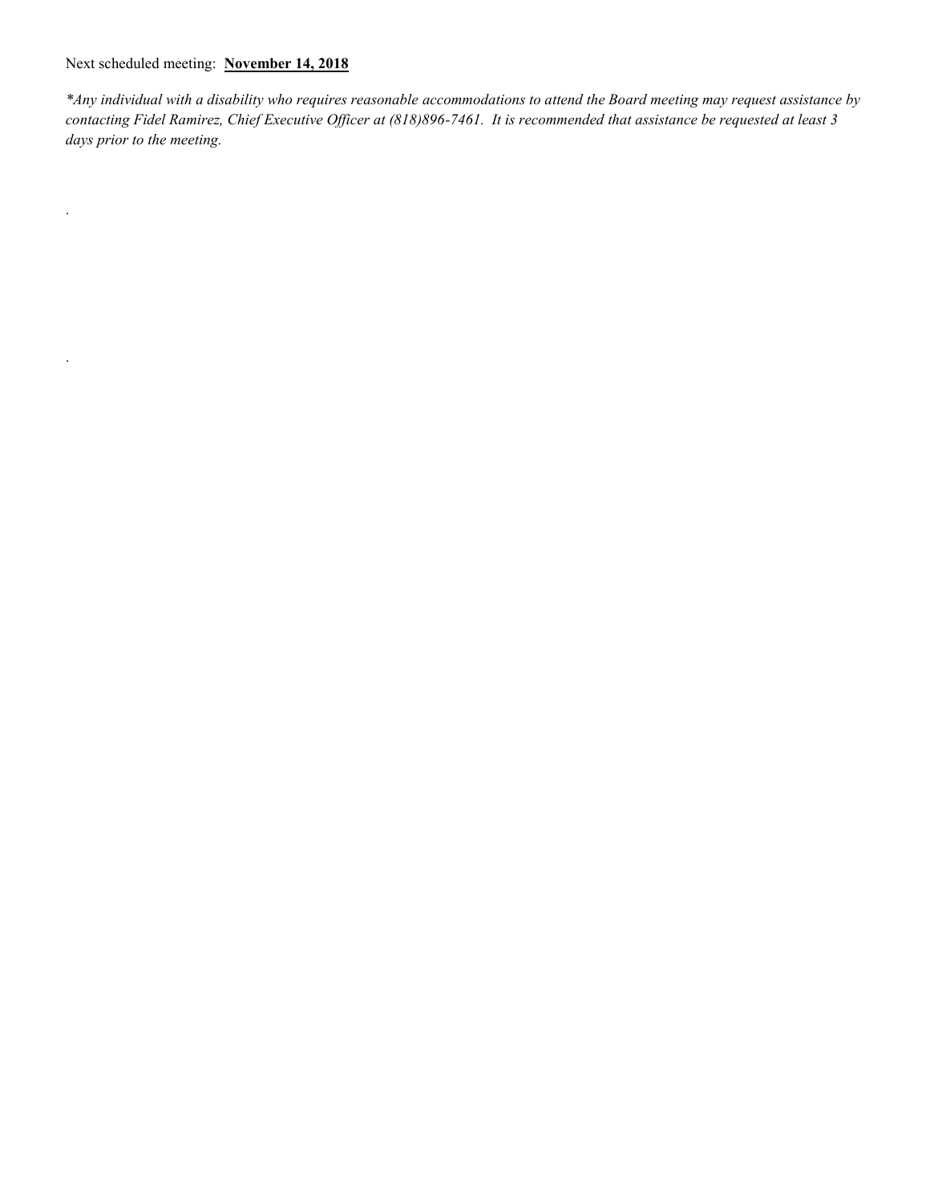Next scheduled meeting: **November 14, 2018**

*\*Any individual with a disability who requires reasonable accommodations to attend the Board meeting may request assistance by contacting Fidel Ramirez, Chief Executive Officer at (818)896-7461. It is recommended that assistance be requested at least 3 days prior to the meeting.*

.

.